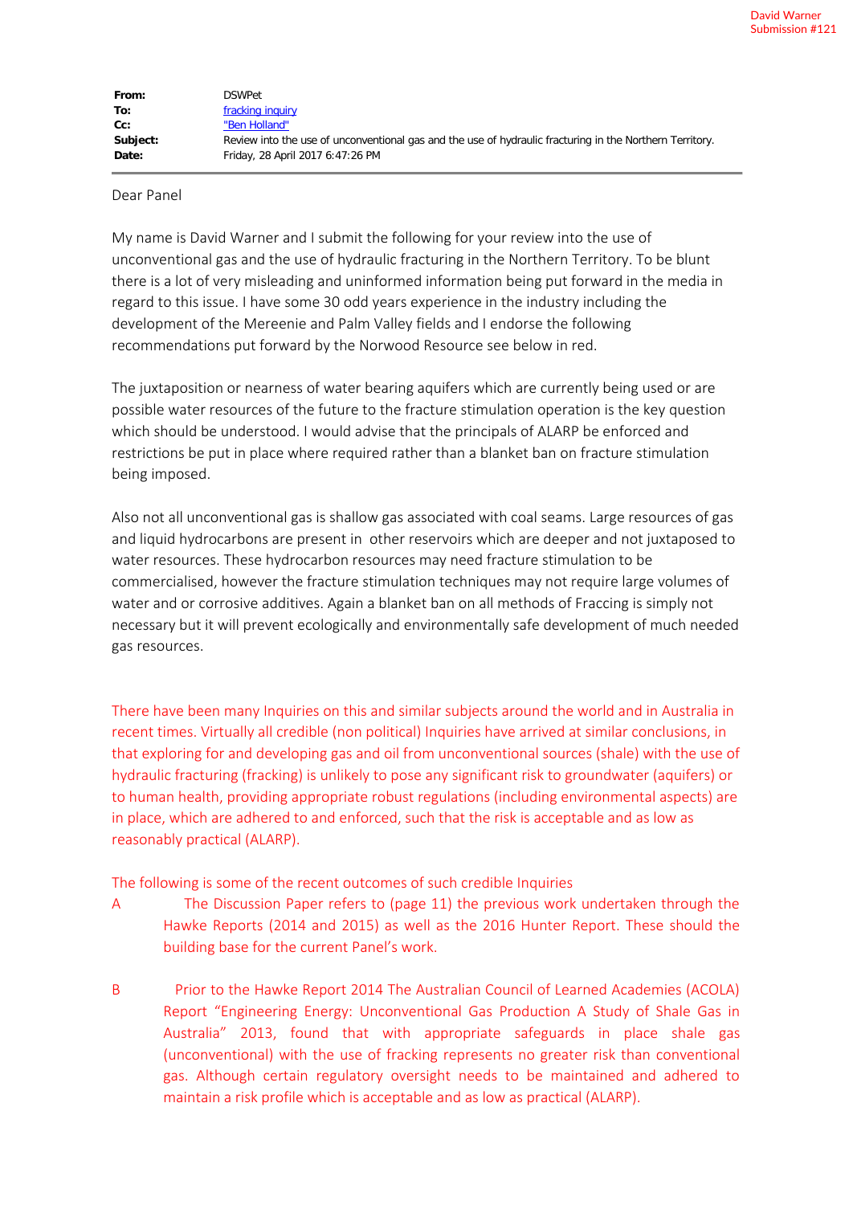David Warner
Submission #121

| | |
|---|---|
| **From:** | DSWPet |
| **To:** | fracking inquiry |
| **Cc:** | "Ben Holland" |
| **Subject:** | Review into the use of unconventional gas and the use of hydraulic fracturing in the Northern Territory. |
| **Date:** | Friday, 28 April 2017 6:47:26 PM |

Dear Panel

My name is David Warner and I submit the following for your review into the use of unconventional gas and the use of hydraulic fracturing in the Northern Territory. To be blunt there is a lot of very misleading and uninformed information being put forward in the media in regard to this issue. I have some 30 odd years experience in the industry including the development of the Mereenie and Palm Valley fields and I endorse the following recommendations put forward by the Norwood Resource see below in red.

The juxtaposition or nearness of water bearing aquifers which are currently being used or are possible water resources of the future to the fracture stimulation operation is the key question which should be understood. I would advise that the principals of ALARP be enforced and restrictions be put in place where required rather than a blanket ban on fracture stimulation being imposed.

Also not all unconventional gas is shallow gas associated with coal seams. Large resources of gas and liquid hydrocarbons are present in other reservoirs which are deeper and not juxtaposed to water resources. These hydrocarbon resources may need fracture stimulation to be commercialised, however the fracture stimulation techniques may not require large volumes of water and or corrosive additives. Again a blanket ban on all methods of Fraccing is simply not necessary but it will prevent ecologically and environmentally safe development of much needed gas resources.

There have been many Inquiries on this and similar subjects around the world and in Australia in recent times. Virtually all credible (non political) Inquiries have arrived at similar conclusions, in that exploring for and developing gas and oil from unconventional sources (shale) with the use of hydraulic fracturing (fracking) is unlikely to pose any significant risk to groundwater (aquifers) or to human health, providing appropriate robust regulations (including environmental aspects) are in place, which are adhered to and enforced, such that the risk is acceptable and as low as reasonably practical (ALARP).

The following is some of the recent outcomes of such credible Inquiries

A The Discussion Paper refers to (page 11) the previous work undertaken through the Hawke Reports (2014 and 2015) as well as the 2016 Hunter Report. These should the building base for the current Panel's work.

B Prior to the Hawke Report 2014 The Australian Council of Learned Academies (ACOLA) Report "Engineering Energy: Unconventional Gas Production A Study of Shale Gas in Australia" 2013, found that with appropriate safeguards in place shale gas (unconventional) with the use of fracking represents no greater risk than conventional gas. Although certain regulatory oversight needs to be maintained and adhered to maintain a risk profile which is acceptable and as low as practical (ALARP).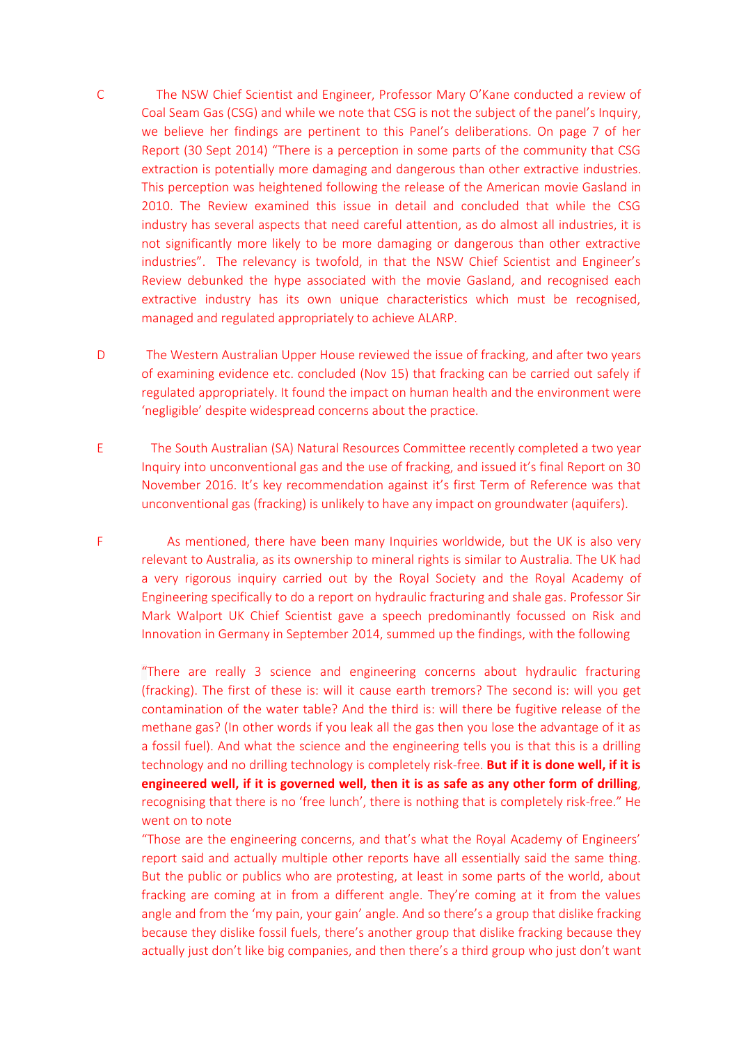C The NSW Chief Scientist and Engineer, Professor Mary O'Kane conducted a review of Coal Seam Gas (CSG) and while we note that CSG is not the subject of the panel's Inquiry, we believe her findings are pertinent to this Panel's deliberations. On page 7 of her Report (30 Sept 2014) "There is a perception in some parts of the community that CSG extraction is potentially more damaging and dangerous than other extractive industries. This perception was heightened following the release of the American movie Gasland in 2010. The Review examined this issue in detail and concluded that while the CSG industry has several aspects that need careful attention, as do almost all industries, it is not significantly more likely to be more damaging or dangerous than other extractive industries". The relevancy is twofold, in that the NSW Chief Scientist and Engineer's Review debunked the hype associated with the movie Gasland, and recognised each extractive industry has its own unique characteristics which must be recognised, managed and regulated appropriately to achieve ALARP.

D The Western Australian Upper House reviewed the issue of fracking, and after two years of examining evidence etc. concluded (Nov 15) that fracking can be carried out safely if regulated appropriately. It found the impact on human health and the environment were 'negligible' despite widespread concerns about the practice.

E The South Australian (SA) Natural Resources Committee recently completed a two year Inquiry into unconventional gas and the use of fracking, and issued it's final Report on 30 November 2016. It's key recommendation against it's first Term of Reference was that unconventional gas (fracking) is unlikely to have any impact on groundwater (aquifers).

F As mentioned, there have been many Inquiries worldwide, but the UK is also very relevant to Australia, as its ownership to mineral rights is similar to Australia. The UK had a very rigorous inquiry carried out by the Royal Society and the Royal Academy of Engineering specifically to do a report on hydraulic fracturing and shale gas. Professor Sir Mark Walport UK Chief Scientist gave a speech predominantly focussed on Risk and Innovation in Germany in September 2014, summed up the findings, with the following

"There are really 3 science and engineering concerns about hydraulic fracturing (fracking). The first of these is: will it cause earth tremors? The second is: will you get contamination of the water table? And the third is: will there be fugitive release of the methane gas? (In other words if you leak all the gas then you lose the advantage of it as a fossil fuel). And what the science and the engineering tells you is that this is a drilling technology and no drilling technology is completely risk-free. **But if it is done well, if it is engineered well, if it is governed well, then it is as safe as any other form of drilling**, recognising that there is no 'free lunch', there is nothing that is completely risk-free." He went on to note

"Those are the engineering concerns, and that's what the Royal Academy of Engineers' report said and actually multiple other reports have all essentially said the same thing. But the public or publics who are protesting, at least in some parts of the world, about fracking are coming at in from a different angle. They're coming at it from the values angle and from the 'my pain, your gain' angle. And so there's a group that dislike fracking because they dislike fossil fuels, there's another group that dislike fracking because they actually just don't like big companies, and then there's a third group who just don't want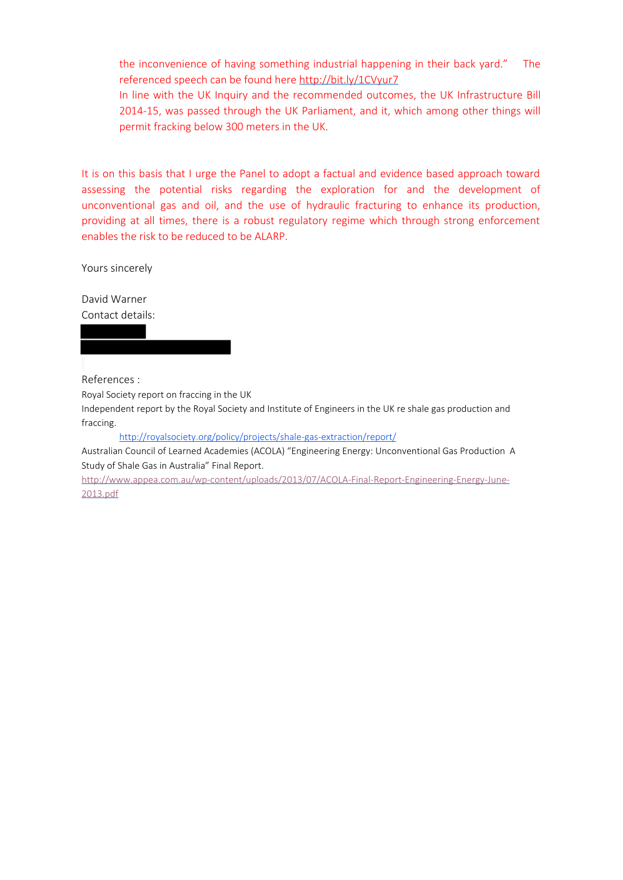the inconvenience of having something industrial happening in their back yard." The referenced speech can be found here http://bit.ly/1CVyur7

In line with the UK Inquiry and the recommended outcomes, the UK Infrastructure Bill 2014-15, was passed through the UK Parliament, and it, which among other things will permit fracking below 300 meters in the UK.

It is on this basis that I urge the Panel to adopt a factual and evidence based approach toward assessing the potential risks regarding the exploration for and the development of unconventional gas and oil, and the use of hydraulic fracturing to enhance its production, providing at all times, there is a robust regulatory regime which through strong enforcement enables the risk to be reduced to be ALARP.

Yours sincerely

David Warner
Contact details:

References :

Royal Society report on fraccing in the UK

Independent report by the Royal Society and Institute of Engineers in the UK re shale gas production and fraccing.

http://royalsociety.org/policy/projects/shale-gas-extraction/report/

Australian Council of Learned Academies (ACOLA) "Engineering Energy: Unconventional Gas Production A Study of Shale Gas in Australia" Final Report.

http://www.appea.com.au/wp-content/uploads/2013/07/ACOLA-Final-Report-Engineering-Energy-June-2013.pdf